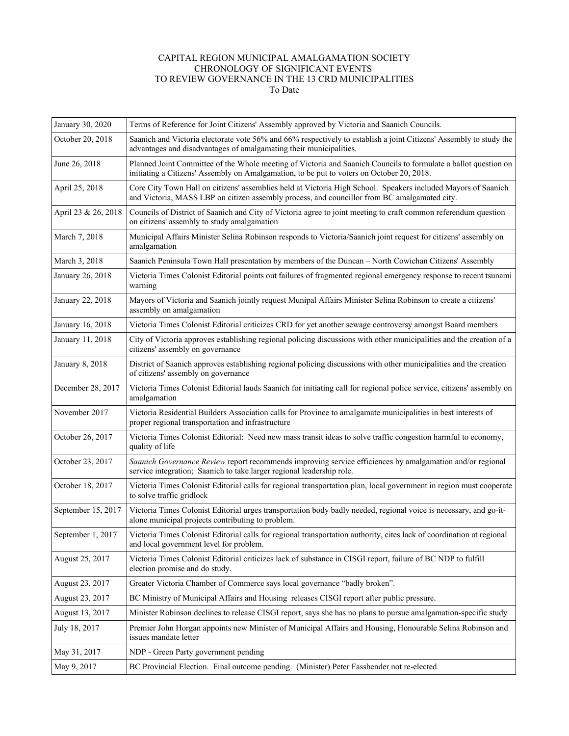# CAPITAL REGION MUNICIPAL AMALGAMATION SOCIETY
## CHRONOLOGY OF SIGNIFICANT EVENTS
## TO REVIEW GOVERNANCE IN THE 13 CRD MUNICIPALITIES
### To Date

| | |
|---|---|
| January 30, 2020 | Terms of Reference for Joint Citizens' Assembly approved by Victoria and Saanich Councils. |
| October 20, 2018 | Saanich and Victoria electorate vote 56% and 66% respectively to establish a joint Citizens' Assembly to study the advantages and disadvantages of amalgamating their municipalities. |
| June 26, 2018 | Planned Joint Committee of the Whole meeting of Victoria and Saanich Councils to formulate a ballot question on initiating a Citizens' Assembly on Amalgamation, to be put to voters on October 20, 2018. |
| April 25, 2018 | Core City Town Hall on citizens' assemblies held at Victoria High School. Speakers included Mayors of Saanich and Victoria, MASS LBP on citizen assembly process, and councillor from BC amalgamated city. |
| April 23 & 26, 2018 | Councils of District of Saanich and City of Victoria agree to joint meeting to craft common referendum question on citizens' assembly to study amalgamation |
| March 7, 2018 | Municipal Affairs Minister Selina Robinson responds to Victoria/Saanich joint request for citizens' assembly on amalgamation |
| March 3, 2018 | Saanich Peninsula Town Hall presentation by members of the Duncan – North Cowichan Citizens' Assembly |
| January 26, 2018 | Victoria Times Colonist Editorial points out failures of fragmented regional emergency response to recent tsunami warning |
| January 22, 2018 | Mayors of Victoria and Saanich jointly request Munipal Affairs Minister Selina Robinson to create a citizens' assembly on amalgamation |
| January 16, 2018 | Victoria Times Colonist Editorial criticizes CRD for yet another sewage controversy amongst Board members |
| January 11, 2018 | City of Victoria approves establishing regional policing discussions with other municipalities and the creation of a citizens' assembly on governance |
| January 8, 2018 | District of Saanich approves establishing regional policing discussions with other municipalities and the creation of citizens' assembly on governance |
| December 28, 2017 | Victoria Times Colonist Editorial lauds Saanich for initiating call for regional police service, citizens' assembly on amalgamation |
| November 2017 | Victoria Residential Builders Association calls for Province to amalgamate municipalities in best interests of proper regional transportation and infrastructure |
| October 26, 2017 | Victoria Times Colonist Editorial: Need new mass transit ideas to solve traffic congestion harmful to economy, quality of life |
| October 23, 2017 | *Saanich Governance Review* report recommends improving service efficiences by amalgamation and/or regional service integration; Saanich to take larger regional leadership role. |
| October 18, 2017 | Victoria Times Colonist Editorial calls for regional transportation plan, local government in region must cooperate to solve traffic gridlock |
| September 15, 2017 | Victoria Times Colonist Editorial urges transportation body badly needed, regional voice is necessary, and go-it-alone municipal projects contributing to problem. |
| September 1, 2017 | Victoria Times Colonist Editorial calls for regional transportation authority, cites lack of coordination at regional and local government level for problem. |
| August 25, 2017 | Victoria Times Colonist Editorial criticizes lack of substance in CISGI report, failure of BC NDP to fulfill election promise and do study. |
| August 23, 2017 | Greater Victoria Chamber of Commerce says local governance "badly broken". |
| August 23, 2017 | BC Ministry of Municipal Affairs and Housing releases CISGI report after public pressure. |
| August 13, 2017 | Minister Robinson declines to release CISGI report, says she has no plans to pursue amalgamation-specific study |
| July 18, 2017 | Premier John Horgan appoints new Minister of Municipal Affairs and Housing, Honourable Selina Robinson and issues mandate letter |
| May 31, 2017 | NDP - Green Party government pending |
| May 9, 2017 | BC Provincial Election. Final outcome pending. (Minister) Peter Fassbender not re-elected. |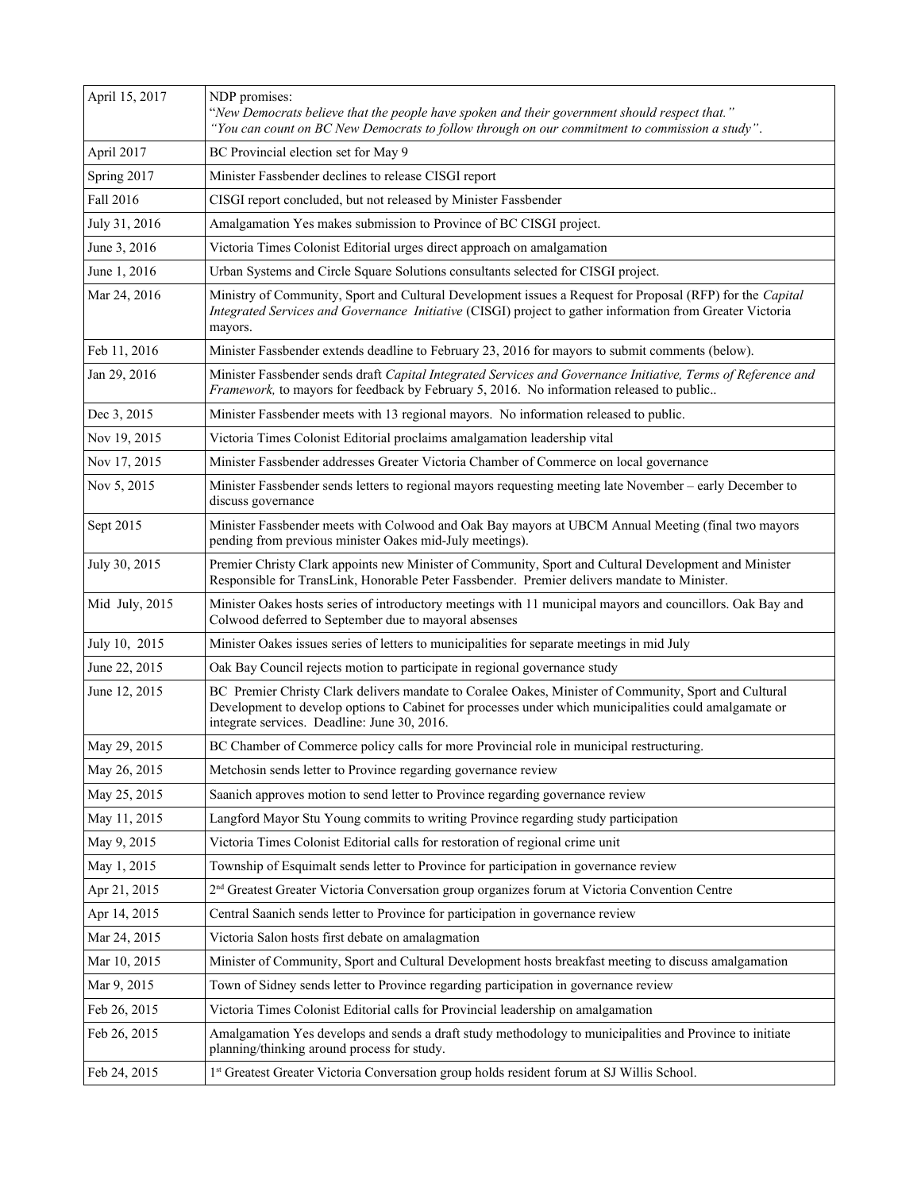| | |
|---|---|
| April 15, 2017 | NDP promises:<br>"*New Democrats believe that the people have spoken and their government should respect that."*<br>*"You can count on BC New Democrats to follow through on our commitment to commission a study"*. |
| April 2017 | BC Provincial election set for May 9 |
| Spring 2017 | Minister Fassbender declines to release CISGI report |
| Fall 2016 | CISGI report concluded, but not released by Minister Fassbender |
| July 31, 2016 | Amalgamation Yes makes submission to Province of BC CISGI project. |
| June 3, 2016 | Victoria Times Colonist Editorial urges direct approach on amalgamation |
| June 1, 2016 | Urban Systems and Circle Square Solutions consultants selected for CISGI project. |
| Mar 24, 2016 | Ministry of Community, Sport and Cultural Development issues a Request for Proposal (RFP) for the *Capital Integrated Services and Governance Initiative* (CISGI) project to gather information from Greater Victoria mayors. |
| Feb 11, 2016 | Minister Fassbender extends deadline to February 23, 2016 for mayors to submit comments (below). |
| Jan 29, 2016 | Minister Fassbender sends draft *Capital Integrated Services and Governance Initiative, Terms of Reference and Framework,* to mayors for feedback by February 5, 2016. No information released to public.. |
| Dec 3, 2015 | Minister Fassbender meets with 13 regional mayors. No information released to public. |
| Nov 19, 2015 | Victoria Times Colonist Editorial proclaims amalgamation leadership vital |
| Nov 17, 2015 | Minister Fassbender addresses Greater Victoria Chamber of Commerce on local governance |
| Nov 5, 2015 | Minister Fassbender sends letters to regional mayors requesting meeting late November – early December to discuss governance |
| Sept 2015 | Minister Fassbender meets with Colwood and Oak Bay mayors at UBCM Annual Meeting (final two mayors pending from previous minister Oakes mid-July meetings). |
| July 30, 2015 | Premier Christy Clark appoints new Minister of Community, Sport and Cultural Development and Minister Responsible for TransLink, Honorable Peter Fassbender. Premier delivers mandate to Minister. |
| Mid July, 2015 | Minister Oakes hosts series of introductory meetings with 11 municipal mayors and councillors. Oak Bay and Colwood deferred to September due to mayoral absenses |
| July 10, 2015 | Minister Oakes issues series of letters to municipalities for separate meetings in mid July |
| June 22, 2015 | Oak Bay Council rejects motion to participate in regional governance study |
| June 12, 2015 | BC Premier Christy Clark delivers mandate to Coralee Oakes, Minister of Community, Sport and Cultural Development to develop options to Cabinet for processes under which municipalities could amalgamate or integrate services. Deadline: June 30, 2016. |
| May 29, 2015 | BC Chamber of Commerce policy calls for more Provincial role in municipal restructuring. |
| May 26, 2015 | Metchosin sends letter to Province regarding governance review |
| May 25, 2015 | Saanich approves motion to send letter to Province regarding governance review |
| May 11, 2015 | Langford Mayor Stu Young commits to writing Province regarding study participation |
| May 9, 2015 | Victoria Times Colonist Editorial calls for restoration of regional crime unit |
| May 1, 2015 | Township of Esquimalt sends letter to Province for participation in governance review |
| Apr 21, 2015 | 2nd Greatest Greater Victoria Conversation group organizes forum at Victoria Convention Centre |
| Apr 14, 2015 | Central Saanich sends letter to Province for participation in governance review |
| Mar 24, 2015 | Victoria Salon hosts first debate on amalagmation |
| Mar 10, 2015 | Minister of Community, Sport and Cultural Development hosts breakfast meeting to discuss amalgamation |
| Mar 9, 2015 | Town of Sidney sends letter to Province regarding participation in governance review |
| Feb 26, 2015 | Victoria Times Colonist Editorial calls for Provincial leadership on amalgamation |
| Feb 26, 2015 | Amalgamation Yes develops and sends a draft study methodology to municipalities and Province to initiate planning/thinking around process for study. |
| Feb 24, 2015 | 1st Greatest Greater Victoria Conversation group holds resident forum at SJ Willis School. |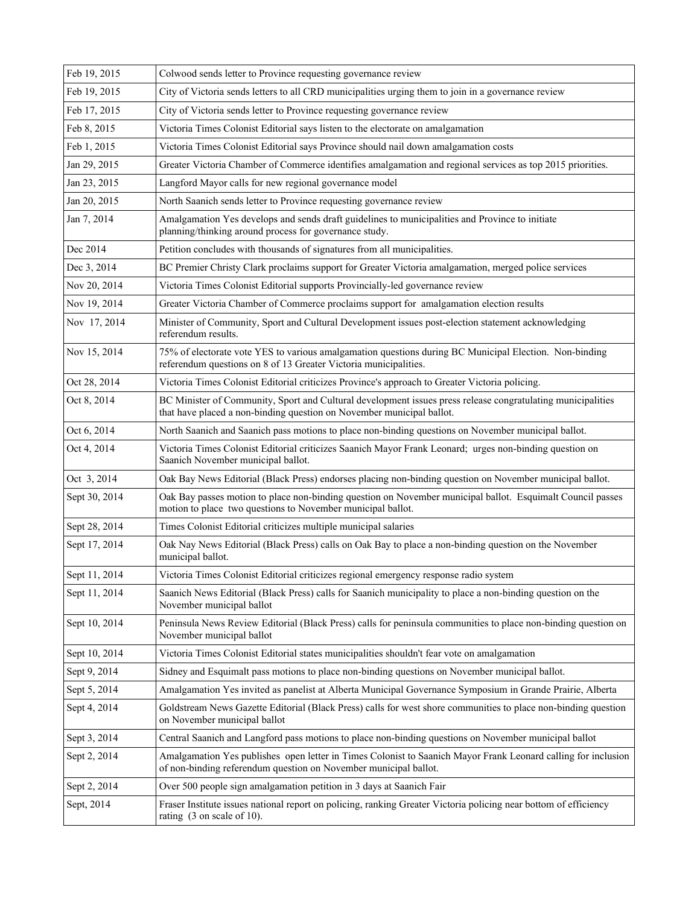| | |
|---|---|
| Feb 19, 2015 | Colwood sends letter to Province requesting governance review |
| Feb 19, 2015 | City of Victoria sends letters to all CRD municipalities urging them to join in a governance review |
| Feb 17, 2015 | City of Victoria sends letter to Province requesting governance review |
| Feb 8, 2015 | Victoria Times Colonist Editorial says listen to the electorate on amalgamation |
| Feb 1, 2015 | Victoria Times Colonist Editorial says Province should nail down amalgamation costs |
| Jan 29, 2015 | Greater Victoria Chamber of Commerce identifies amalgamation and regional services as top 2015 priorities. |
| Jan 23, 2015 | Langford Mayor calls for new regional governance model |
| Jan 20, 2015 | North Saanich sends letter to Province requesting governance review |
| Jan 7, 2014 | Amalgamation Yes develops and sends draft guidelines to municipalities and Province to initiate planning/thinking around process for governance study. |
| Dec 2014 | Petition concludes with thousands of signatures from all municipalities. |
| Dec 3, 2014 | BC Premier Christy Clark proclaims support for Greater Victoria amalgamation, merged police services |
| Nov 20, 2014 | Victoria Times Colonist Editorial supports Provincially-led governance review |
| Nov 19, 2014 | Greater Victoria Chamber of Commerce proclaims support for amalgamation election results |
| Nov 17, 2014 | Minister of Community, Sport and Cultural Development issues post-election statement acknowledging referendum results. |
| Nov 15, 2014 | 75% of electorate vote YES to various amalgamation questions during BC Municipal Election. Non-binding referendum questions on 8 of 13 Greater Victoria municipalities. |
| Oct 28, 2014 | Victoria Times Colonist Editorial criticizes Province's approach to Greater Victoria policing. |
| Oct 8, 2014 | BC Minister of Community, Sport and Cultural development issues press release congratulating municipalities that have placed a non-binding question on November municipal ballot. |
| Oct 6, 2014 | North Saanich and Saanich pass motions to place non-binding questions on November municipal ballot. |
| Oct 4, 2014 | Victoria Times Colonist Editorial criticizes Saanich Mayor Frank Leonard; urges non-binding question on Saanich November municipal ballot. |
| Oct 3, 2014 | Oak Bay News Editorial (Black Press) endorses placing non-binding question on November municipal ballot. |
| Sept 30, 2014 | Oak Bay passes motion to place non-binding question on November municipal ballot. Esquimalt Council passes motion to place two questions to November municipal ballot. |
| Sept 28, 2014 | Times Colonist Editorial criticizes multiple municipal salaries |
| Sept 17, 2014 | Oak Nay News Editorial (Black Press) calls on Oak Bay to place a non-binding question on the November municipal ballot. |
| Sept 11, 2014 | Victoria Times Colonist Editorial criticizes regional emergency response radio system |
| Sept 11, 2014 | Saanich News Editorial (Black Press) calls for Saanich municipality to place a non-binding question on the November municipal ballot |
| Sept 10, 2014 | Peninsula News Review Editorial (Black Press) calls for peninsula communities to place non-binding question on November municipal ballot |
| Sept 10, 2014 | Victoria Times Colonist Editorial states municipalities shouldn't fear vote on amalgamation |
| Sept 9, 2014 | Sidney and Esquimalt pass motions to place non-binding questions on November municipal ballot. |
| Sept 5, 2014 | Amalgamation Yes invited as panelist at Alberta Municipal Governance Symposium in Grande Prairie, Alberta |
| Sept 4, 2014 | Goldstream News Gazette Editorial (Black Press) calls for west shore communities to place non-binding question on November municipal ballot |
| Sept 3, 2014 | Central Saanich and Langford pass motions to place non-binding questions on November municipal ballot |
| Sept 2, 2014 | Amalgamation Yes publishes open letter in Times Colonist to Saanich Mayor Frank Leonard calling for inclusion of non-binding referendum question on November municipal ballot. |
| Sept 2, 2014 | Over 500 people sign amalgamation petition in 3 days at Saanich Fair |
| Sept, 2014 | Fraser Institute issues national report on policing, ranking Greater Victoria policing near bottom of efficiency rating (3 on scale of 10). |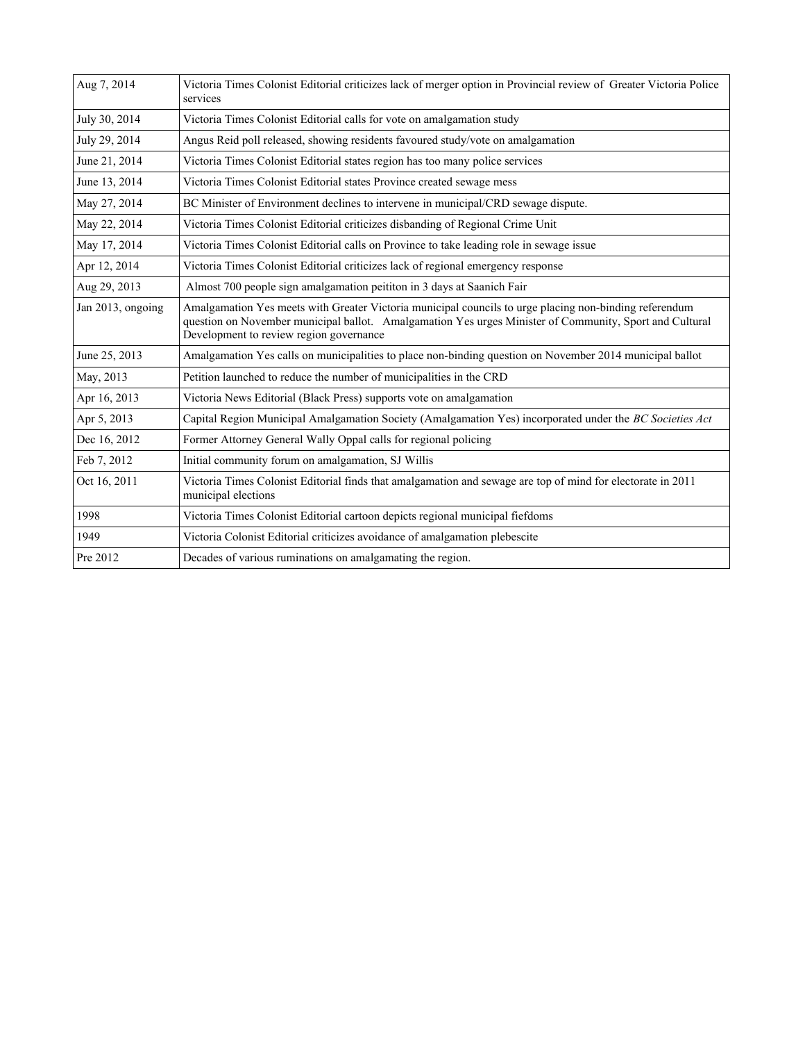| | |
|---|---|
| Aug 7, 2014 | Victoria Times Colonist Editorial criticizes lack of merger option in Provincial review of Greater Victoria Police services |
| July 30, 2014 | Victoria Times Colonist Editorial calls for vote on amalgamation study |
| July 29, 2014 | Angus Reid poll released, showing residents favoured study/vote on amalgamation |
| June 21, 2014 | Victoria Times Colonist Editorial states region has too many police services |
| June 13, 2014 | Victoria Times Colonist Editorial states Province created sewage mess |
| May 27, 2014 | BC Minister of Environment declines to intervene in municipal/CRD sewage dispute. |
| May 22, 2014 | Victoria Times Colonist Editorial criticizes disbanding of Regional Crime Unit |
| May 17, 2014 | Victoria Times Colonist Editorial calls on Province to take leading role in sewage issue |
| Apr 12, 2014 | Victoria Times Colonist Editorial criticizes lack of regional emergency response |
| Aug 29, 2013 | Almost 700 people sign amalgamation peititon in 3 days at Saanich Fair |
| Jan 2013, ongoing | Amalgamation Yes meets with Greater Victoria municipal councils to urge placing non-binding referendum question on November municipal ballot. Amalgamation Yes urges Minister of Community, Sport and Cultural Development to review region governance |
| June 25, 2013 | Amalgamation Yes calls on municipalities to place non-binding question on November 2014 municipal ballot |
| May, 2013 | Petition launched to reduce the number of municipalities in the CRD |
| Apr 16, 2013 | Victoria News Editorial (Black Press) supports vote on amalgamation |
| Apr 5, 2013 | Capital Region Municipal Amalgamation Society (Amalgamation Yes) incorporated under the *BC Societies Act* |
| Dec 16, 2012 | Former Attorney General Wally Oppal calls for regional policing |
| Feb 7, 2012 | Initial community forum on amalgamation, SJ Willis |
| Oct 16, 2011 | Victoria Times Colonist Editorial finds that amalgamation and sewage are top of mind for electorate in 2011 municipal elections |
| 1998 | Victoria Times Colonist Editorial cartoon depicts regional municipal fiefdoms |
| 1949 | Victoria Colonist Editorial criticizes avoidance of amalgamation plebescite |
| Pre 2012 | Decades of various ruminations on amalgamating the region. |